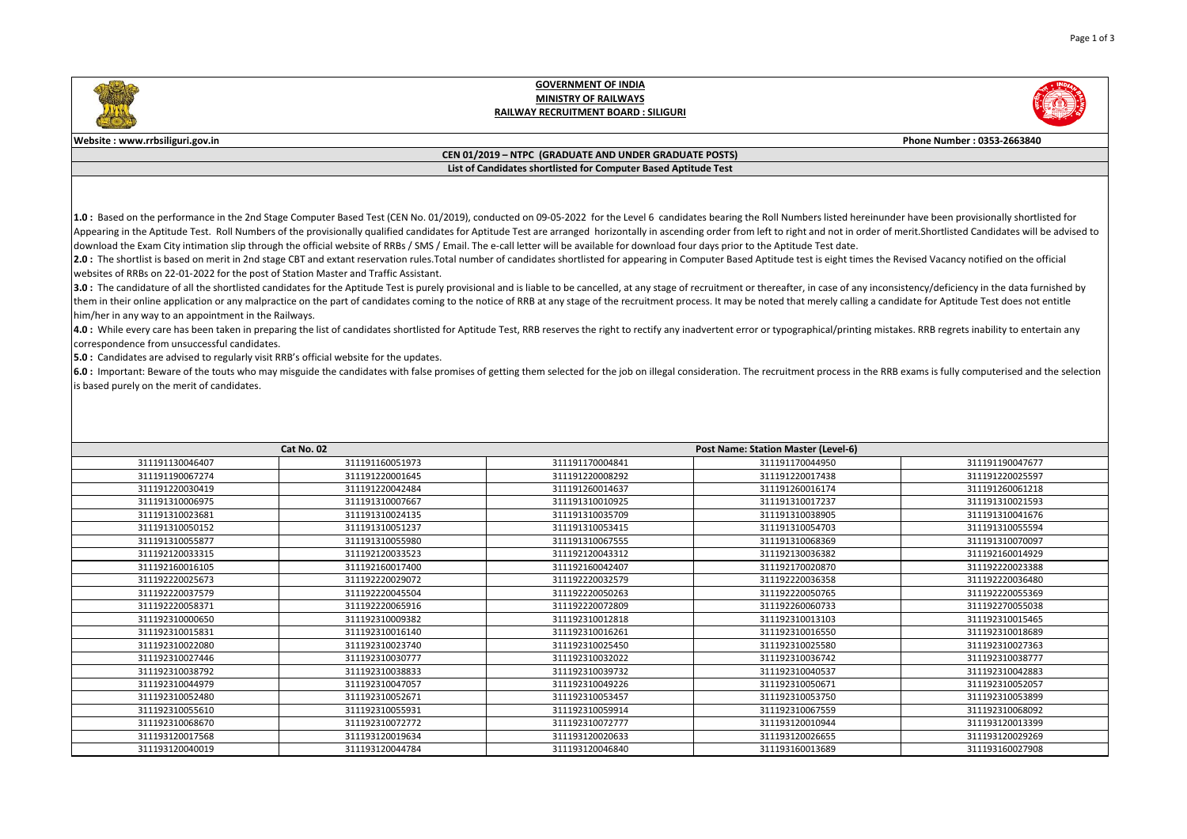**GOVERNMENT OF INDIA**
**MINISTRY OF RAILWAYS**
**RAILWAY RECRUITMENT BOARD : SILIGURI**

**Website : www.rrbsiliguri.gov.in** **Phone Number : 0353-2663840**

**CEN 01/2019 – NTPC (GRADUATE AND UNDER GRADUATE POSTS)**

**List of Candidates shortlisted for Computer Based Aptitude Test**

**1.0 :** Based on the performance in the 2nd Stage Computer Based Test (CEN No. 01/2019), conducted on 09-05-2022 for the Level 6 candidates bearing the Roll Numbers listed hereinunder have been provisionally shortlisted for Appearing in the Aptitude Test. Roll Numbers of the provisionally qualified candidates for Aptitude Test are arranged horizontally in ascending order from left to right and not in order of merit.Shortlisted Candidates will be advised to download the Exam City intimation slip through the official website of RRBs / SMS / Email. The e-call letter will be available for download four days prior to the Aptitude Test date.

**2.0 :** The shortlist is based on merit in 2nd stage CBT and extant reservation rules.Total number of candidates shortlisted for appearing in Computer Based Aptitude test is eight times the Revised Vacancy notified on the official websites of RRBs on 22-01-2022 for the post of Station Master and Traffic Assistant.

**3.0 :** The candidature of all the shortlisted candidates for the Aptitude Test is purely provisional and is liable to be cancelled, at any stage of recruitment or thereafter, in case of any inconsistency/deficiency in the data furnished by them in their online application or any malpractice on the part of candidates coming to the notice of RRB at any stage of the recruitment process. It may be noted that merely calling a candidate for Aptitude Test does not entitle him/her in any way to an appointment in the Railways.

**4.0 :** While every care has been taken in preparing the list of candidates shortlisted for Aptitude Test, RRB reserves the right to rectify any inadvertent error or typographical/printing mistakes. RRB regrets inability to entertain any correspondence from unsuccessful candidates.

**5.0 :** Candidates are advised to regularly visit RRB's official website for the updates.

**6.0 :** Important: Beware of the touts who may misguide the candidates with false promises of getting them selected for the job on illegal consideration. The recruitment process in the RRB exams is fully computerised and the selection is based purely on the merit of candidates.

| Cat No. 02 | | | Post Name: Station Master (Level-6) | |
|---|---|---|---|---|
| 311191130046407 | 311191160051973 | 311191170004841 | 311191170044950 | 311191190047677 |
| 311191190067274 | 311191220001645 | 311191220008292 | 311191220017438 | 311191220025597 |
| 311191220030419 | 311191220042484 | 311191260014637 | 311191260016174 | 311191260061218 |
| 311191310006975 | 311191310007667 | 311191310010925 | 311191310017237 | 311191310021593 |
| 311191310023681 | 311191310024135 | 311191310035709 | 311191310038905 | 311191310041676 |
| 311191310050152 | 311191310051237 | 311191310053415 | 311191310054703 | 311191310055594 |
| 311191310055877 | 311191310055980 | 311191310067555 | 311191310068369 | 311191310070097 |
| 311192120033315 | 311192120033523 | 311192120043312 | 311192130036382 | 311192160014929 |
| 311192160016105 | 311192160017400 | 311192160042407 | 311192170020870 | 311192220023388 |
| 311192220025673 | 311192220029072 | 311192220032579 | 311192220036358 | 311192220036480 |
| 311192220037579 | 311192220045504 | 311192220050263 | 311192220050765 | 311192220055369 |
| 311192220058371 | 311192220065916 | 311192220072809 | 311192260060733 | 311192270055038 |
| 311192310000650 | 311192310009382 | 311192310012818 | 311192310013103 | 311192310015465 |
| 311192310015831 | 311192310016140 | 311192310016261 | 311192310016550 | 311192310018689 |
| 311192310022080 | 311192310023740 | 311192310025450 | 311192310025580 | 311192310027363 |
| 311192310027446 | 311192310030777 | 311192310032022 | 311192310036742 | 311192310038777 |
| 311192310038792 | 311192310038833 | 311192310039732 | 311192310040537 | 311192310042883 |
| 311192310044979 | 311192310047057 | 311192310049226 | 311192310050671 | 311192310052057 |
| 311192310052480 | 311192310052671 | 311192310053457 | 311192310053750 | 311192310053899 |
| 311192310055610 | 311192310055931 | 311192310059914 | 311192310067559 | 311192310068092 |
| 311192310068670 | 311192310072772 | 311192310072777 | 311193120010944 | 311193120013399 |
| 311193120017568 | 311193120019634 | 311193120020633 | 311193120026655 | 311193120029269 |
| 311193120040019 | 311193120044784 | 311193120046840 | 311193160013689 | 311193160027908 |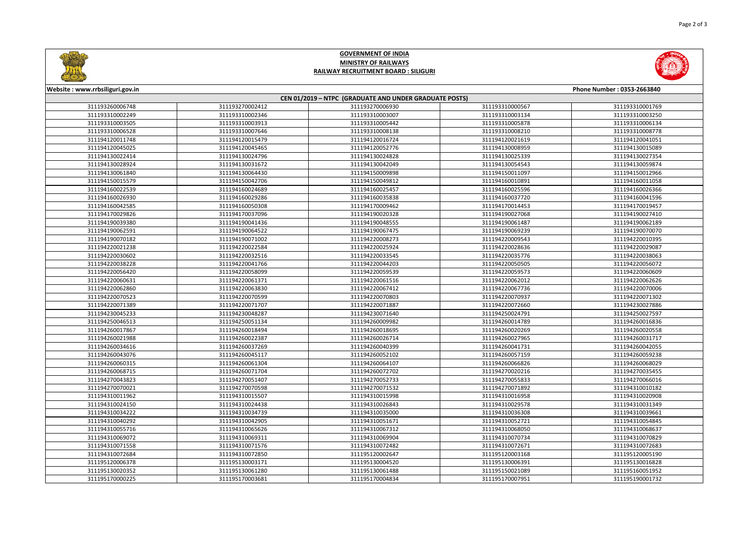# GOVERNMENT OF INDIA
## MINISTRY OF RAILWAYS
## RAILWAY RECRUITMENT BOARD : SILIGURI

Website : www.rrbsiliguri.gov.in | Phone Number : 0353-2663840

### CEN 01/2019 – NTPC (GRADUATE AND UNDER GRADUATE POSTS)

| | | | | |
|---|---|---|---|---|
| 311193260006748 | 311193270002412 | 311193270006930 | 311193310000567 | 311193310001769 |
| 311193310002249 | 311193310002346 | 311193310003007 | 311193310003134 | 311193310003250 |
| 311193310003505 | 311193310003913 | 311193310005442 | 311193310005878 | 311193310006134 |
| 311193310006528 | 311193310007646 | 311193310008138 | 311193310008210 | 311193310008778 |
| 311194120011748 | 311194120015479 | 311194120016724 | 311194120021619 | 311194120041051 |
| 311194120045025 | 311194120045465 | 311194120052776 | 311194130008959 | 311194130015089 |
| 311194130022414 | 311194130024796 | 311194130024828 | 311194130025339 | 311194130027354 |
| 311194130028924 | 311194130031672 | 311194130042049 | 311194130054543 | 311194130059874 |
| 311194130061840 | 311194130064430 | 311194150009898 | 311194150011097 | 311194150012966 |
| 311194150015579 | 311194150042706 | 311194150049812 | 311194160010891 | 311194160011058 |
| 311194160022539 | 311194160024689 | 311194160025457 | 311194160025596 | 311194160026366 |
| 311194160026930 | 311194160029286 | 311194160035838 | 311194160037720 | 311194160041596 |
| 311194160042585 | 311194160050308 | 311194170009462 | 311194170014453 | 311194170019457 |
| 311194170029826 | 311194170037096 | 311194190020328 | 311194190027068 | 311194190027410 |
| 311194190039380 | 311194190041436 | 311194190048555 | 311194190061487 | 311194190062189 |
| 311194190062591 | 311194190064522 | 311194190067475 | 311194190069239 | 311194190070070 |
| 311194190070182 | 311194190071002 | 311194220008273 | 311194220009543 | 311194220010395 |
| 311194220021238 | 311194220022584 | 311194220025924 | 311194220028636 | 311194220029087 |
| 311194220030602 | 311194220032516 | 311194220033545 | 311194220035776 | 311194220038063 |
| 311194220038228 | 311194220041766 | 311194220044203 | 311194220050505 | 311194220056072 |
| 311194220056420 | 311194220058099 | 311194220059539 | 311194220059573 | 311194220060609 |
| 311194220060631 | 311194220061371 | 311194220061516 | 311194220062012 | 311194220062626 |
| 311194220062860 | 311194220063830 | 311194220067412 | 311194220067736 | 311194220070006 |
| 311194220070523 | 311194220070599 | 311194220070803 | 311194220070937 | 311194220071302 |
| 311194220071389 | 311194220071707 | 311194220071887 | 311194220072660 | 311194230027886 |
| 311194230045233 | 311194230048287 | 311194230071640 | 311194250024791 | 311194250027597 |
| 311194250046513 | 311194250051134 | 311194260009982 | 311194260014789 | 311194260016836 |
| 311194260017867 | 311194260018494 | 311194260018695 | 311194260020269 | 311194260020558 |
| 311194260021988 | 311194260022387 | 311194260026714 | 311194260027965 | 311194260031717 |
| 311194260034616 | 311194260037269 | 311194260040399 | 311194260041731 | 311194260042055 |
| 311194260043076 | 311194260045117 | 311194260052102 | 311194260057159 | 311194260059238 |
| 311194260060315 | 311194260061304 | 311194260064107 | 311194260066826 | 311194260068029 |
| 311194260068715 | 311194260072702 | 311194270020216 | 311194270035455 | 311194270035455 |
| 311194270043823 | 311194270051407 | 311194270052733 | 311194270055833 | 311194270066016 |
| 311194270070021 | 311194270070598 | 311194270071532 | 311194270071892 | 311194310010182 |
| 311194310011962 | 311194310015507 | 311194310015998 | 311194310016958 | 311194310020908 |
| 311194310024150 | 311194310024438 | 311194310026843 | 311194310029578 | 311194310031349 |
| 311194310034222 | 311194310034739 | 311194310035000 | 311194310036308 | 311194310039661 |
| 311194310040292 | 311194310042905 | 311194310051671 | 311194310052721 | 311194310054845 |
| 311194310055716 | 311194310065626 | 311194310067312 | 311194310068050 | 311194310068637 |
| 311194310069072 | 311194310069311 | 311194310069904 | 311194310070734 | 311194310070829 |
| 311194310071558 | 311194310071576 | 311194310072482 | 311194310072671 | 311194310072683 |
| 311194310072684 | 311194310072850 | 311195120002647 | 311195120003168 | 311195120005190 |
| 311195120006378 | 311195130003171 | 311195130004520 | 311195130006391 | 311195130016828 |
| 311195130020352 | 311195130061280 | 311195130061488 | 311195150021089 | 311195160051952 |
| 311195170000225 | 311195170003681 | 311195170004834 | 311195170007951 | 311195190001732 |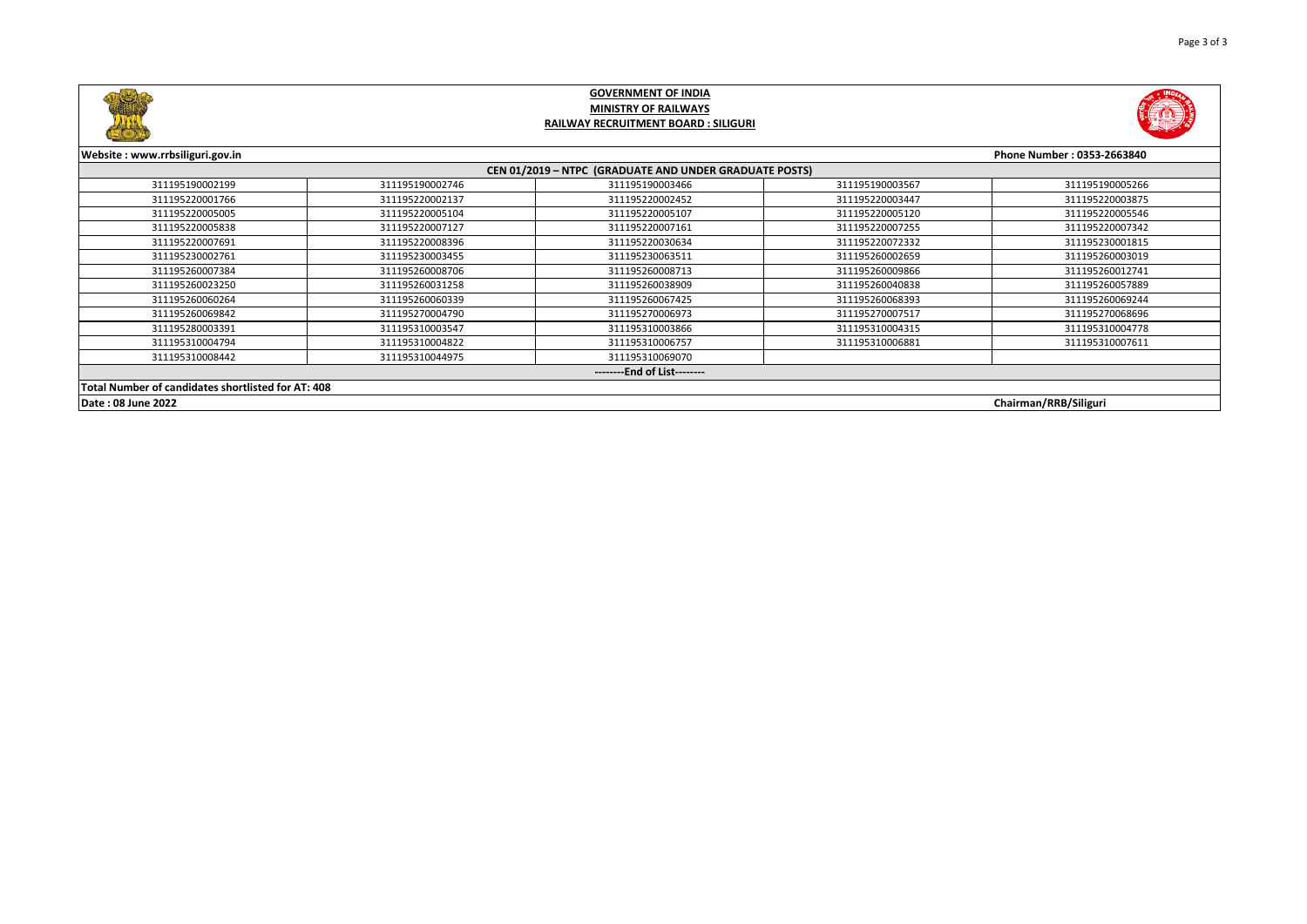**GOVERNMENT OF INDIA**
**MINISTRY OF RAILWAYS**
**RAILWAY RECRUITMENT BOARD : SILIGURI**

**Website : www.rrbsiliguri.gov.in** **Phone Number : 0353-2663840**

**CEN 01/2019 – NTPC (GRADUATE AND UNDER GRADUATE POSTS)**

| | | | | |
|---|---|---|---|---|
| 311195190002199 | 311195190002746 | 311195190003466 | 311195190003567 | 311195190005266 |
| 311195220001766 | 311195220002137 | 311195220002452 | 311195220003447 | 311195220003875 |
| 311195220005005 | 311195220005104 | 311195220005107 | 311195220005120 | 311195220005546 |
| 311195220005838 | 311195220007127 | 311195220007161 | 311195220007255 | 311195220007342 |
| 311195220007691 | 311195220008396 | 311195220030634 | 311195220072332 | 311195230001815 |
| 311195230002761 | 311195230003455 | 311195230063511 | 311195260002659 | 311195260003019 |
| 311195260007384 | 311195260008706 | 311195260008713 | 311195260009866 | 311195260012741 |
| 311195260023250 | 311195260031258 | 311195260038909 | 311195260040838 | 311195260057889 |
| 311195260060264 | 311195260060339 | 311195260067425 | 311195260068393 | 311195260069244 |
| 311195260069842 | 311195270004790 | 311195270006973 | 311195270007517 | 311195270068696 |
| 311195280003391 | 311195310003547 | 311195310003866 | 311195310004315 | 311195310004778 |
| 311195310004794 | 311195310004822 | 311195310006757 | 311195310006881 | 311195310007611 |
| 311195310008442 | 311195310044975 | 311195310069070 | | |

--------End of List--------

**Total Number of candidates shortlisted for AT: 408**

**Date : 08 June 2022** **Chairman/RRB/Siliguri**